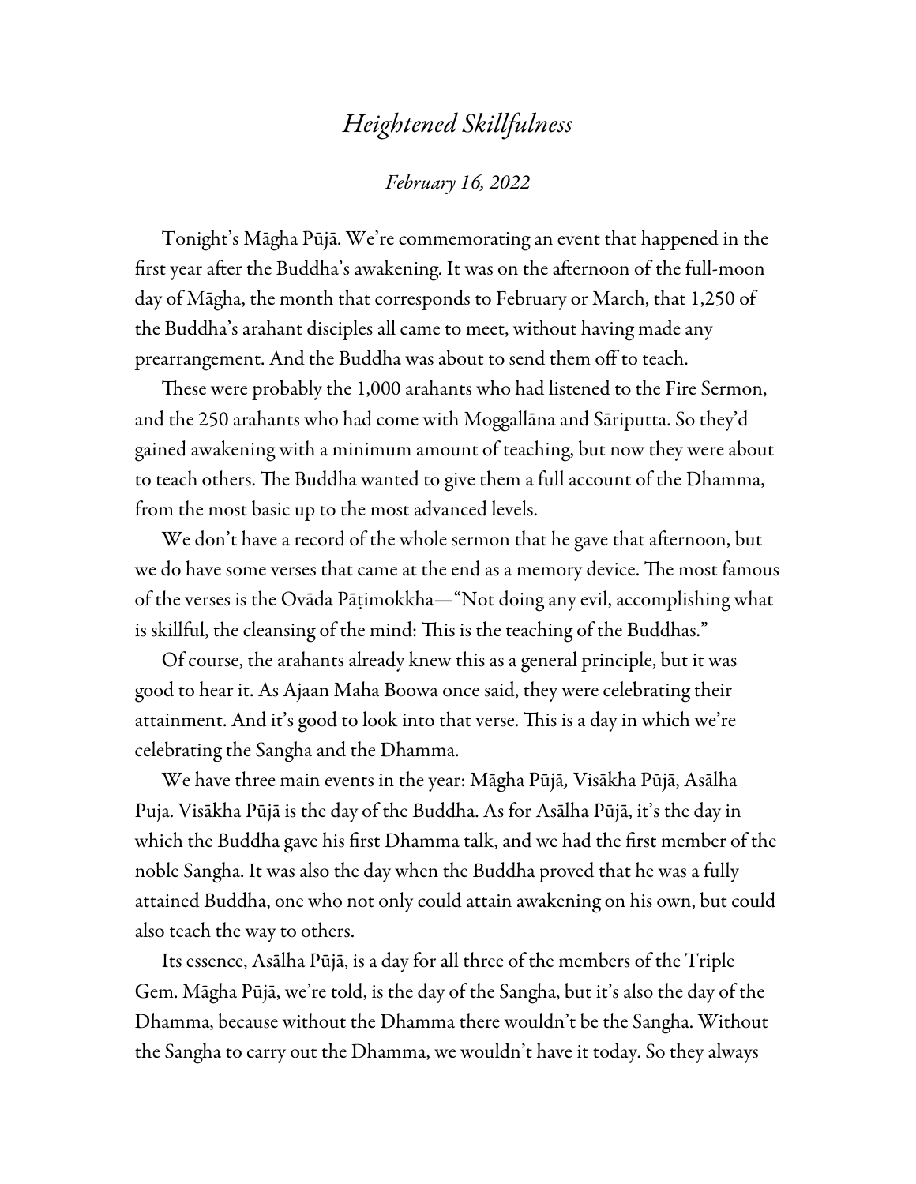# *Heightened Skillfulness*

*February 16, 2022*

Tonight's Māgha Pūjā. We're commemorating an event that happened in the first year after the Buddha's awakening. It was on the afternoon of the full-moon day of Māgha, the month that corresponds to February or March, that 1,250 of the Buddha's arahant disciples all came to meet, without having made any prearrangement. And the Buddha was about to send them off to teach.

These were probably the 1,000 arahants who had listened to the Fire Sermon, and the 250 arahants who had come with Moggallāna and Sāriputta. So they'd gained awakening with a minimum amount of teaching, but now they were about to teach others. The Buddha wanted to give them a full account of the Dhamma, from the most basic up to the most advanced levels.

We don't have a record of the whole sermon that he gave that afternoon, but we do have some verses that came at the end as a memory device. The most famous of the verses is the Ovāda Pāṭimokkha—"Not doing any evil, accomplishing what is skillful, the cleansing of the mind: This is the teaching of the Buddhas."

Of course, the arahants already knew this as a general principle, but it was good to hear it. As Ajaan Maha Boowa once said, they were celebrating their attainment. And it's good to look into that verse. This is a day in which we're celebrating the Sangha and the Dhamma.

We have three main events in the year: Māgha Pūjā*,* Visākha Pūjā, Asālha Puja. Visākha Pūjā is the day of the Buddha. As for Asālha Pūjā, it's the day in which the Buddha gave his first Dhamma talk, and we had the first member of the noble Sangha. It was also the day when the Buddha proved that he was a fully attained Buddha, one who not only could attain awakening on his own, but could also teach the way to others.

Its essence, Asālha Pūjā, is a day for all three of the members of the Triple Gem. Māgha Pūjā, we're told, is the day of the Sangha, but it's also the day of the Dhamma, because without the Dhamma there wouldn't be the Sangha. Without the Sangha to carry out the Dhamma, we wouldn't have it today. So they always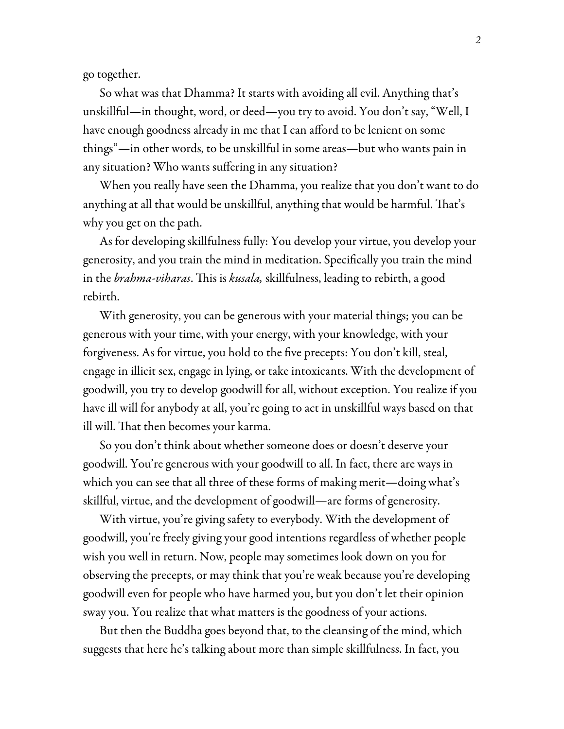go together.

So what was that Dhamma? It starts with avoiding all evil. Anything that's unskillful—in thought, word, or deed—you try to avoid. You don't say, "Well, I have enough goodness already in me that I can afford to be lenient on some things"—in other words, to be unskillful in some areas—but who wants pain in any situation? Who wants suffering in any situation?

When you really have seen the Dhamma, you realize that you don't want to do anything at all that would be unskillful, anything that would be harmful. That's why you get on the path.

As for developing skillfulness fully: You develop your virtue, you develop your generosity, and you train the mind in meditation. Specifically you train the mind in the *brahma-viharas*. This is *kusala,* skillfulness, leading to rebirth, a good rebirth.

With generosity, you can be generous with your material things; you can be generous with your time, with your energy, with your knowledge, with your forgiveness. As for virtue, you hold to the five precepts: You don't kill, steal, engage in illicit sex, engage in lying, or take intoxicants. With the development of goodwill, you try to develop goodwill for all, without exception. You realize if you have ill will for anybody at all, you're going to act in unskillful ways based on that ill will. That then becomes your karma.

So you don't think about whether someone does or doesn't deserve your goodwill. You're generous with your goodwill to all. In fact, there are ways in which you can see that all three of these forms of making merit—doing what's skillful, virtue, and the development of goodwill—are forms of generosity.

With virtue, you're giving safety to everybody. With the development of goodwill, you're freely giving your good intentions regardless of whether people wish you well in return. Now, people may sometimes look down on you for observing the precepts, or may think that you're weak because you're developing goodwill even for people who have harmed you, but you don't let their opinion sway you. You realize that what matters is the goodness of your actions.

But then the Buddha goes beyond that, to the cleansing of the mind, which suggests that here he's talking about more than simple skillfulness. In fact, you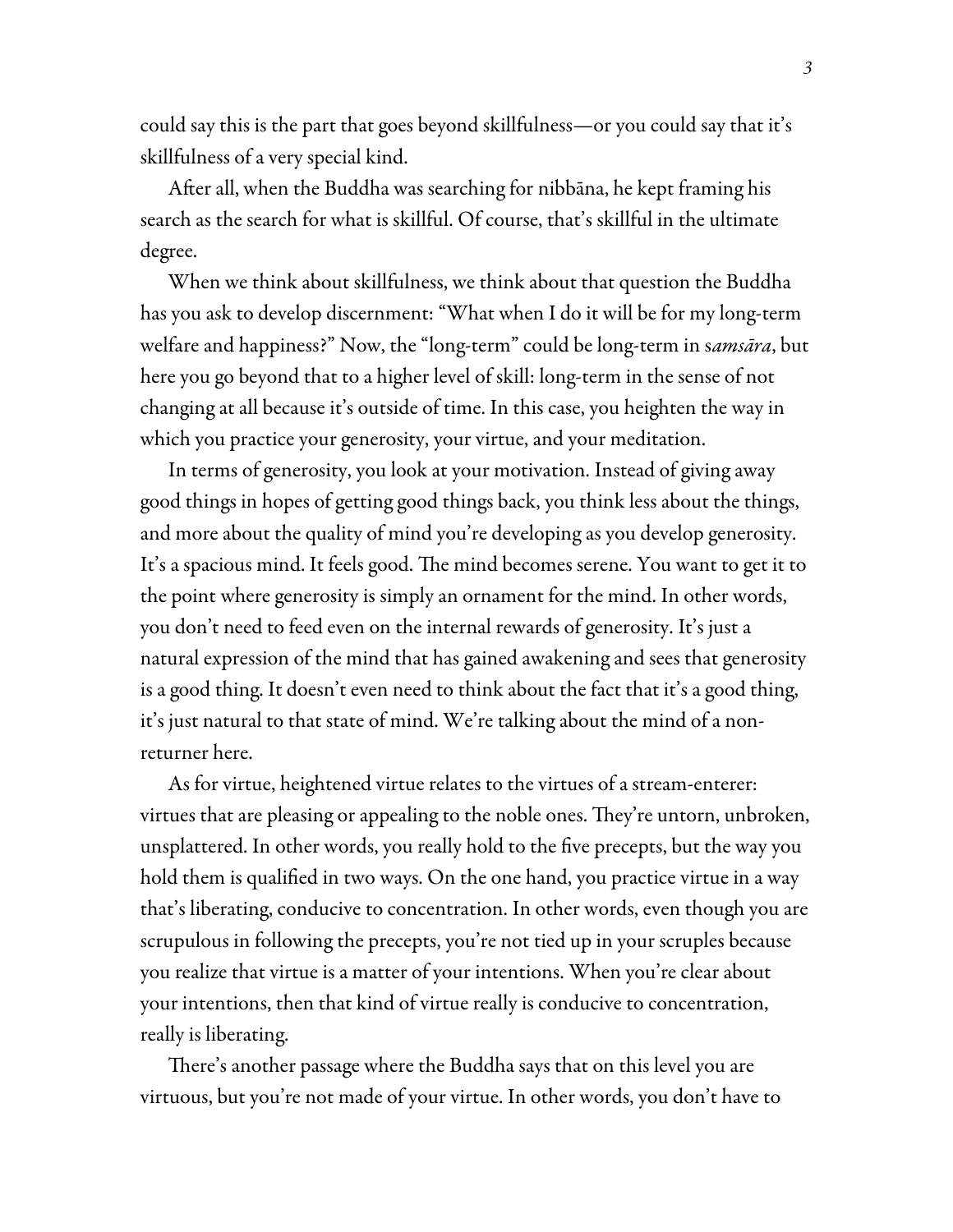could say this is the part that goes beyond skillfulness—or you could say that it's skillfulness of a very special kind.

After all, when the Buddha was searching for nibbāna, he kept framing his search as the search for what is skillful. Of course, that's skillful in the ultimate degree.

When we think about skillfulness, we think about that question the Buddha has you ask to develop discernment: "What when I do it will be for my long-term welfare and happiness?" Now, the "long-term" could be long-term in s*amsāra*, but here you go beyond that to a higher level of skill: long-term in the sense of not changing at all because it's outside of time. In this case, you heighten the way in which you practice your generosity, your virtue, and your meditation.

In terms of generosity, you look at your motivation. Instead of giving away good things in hopes of getting good things back, you think less about the things, and more about the quality of mind you're developing as you develop generosity. It's a spacious mind. It feels good. The mind becomes serene. You want to get it to the point where generosity is simply an ornament for the mind. In other words, you don't need to feed even on the internal rewards of generosity. It's just a natural expression of the mind that has gained awakening and sees that generosity is a good thing. It doesn't even need to think about the fact that it's a good thing, it's just natural to that state of mind. We're talking about the mind of a non-returner here.

As for virtue, heightened virtue relates to the virtues of a stream-enterer: virtues that are pleasing or appealing to the noble ones. They're untorn, unbroken, unsplattered. In other words, you really hold to the five precepts, but the way you hold them is qualified in two ways. On the one hand, you practice virtue in a way that's liberating, conducive to concentration. In other words, even though you are scrupulous in following the precepts, you're not tied up in your scruples because you realize that virtue is a matter of your intentions. When you're clear about your intentions, then that kind of virtue really is conducive to concentration, really is liberating.

There's another passage where the Buddha says that on this level you are virtuous, but you're not made of your virtue. In other words, you don't have to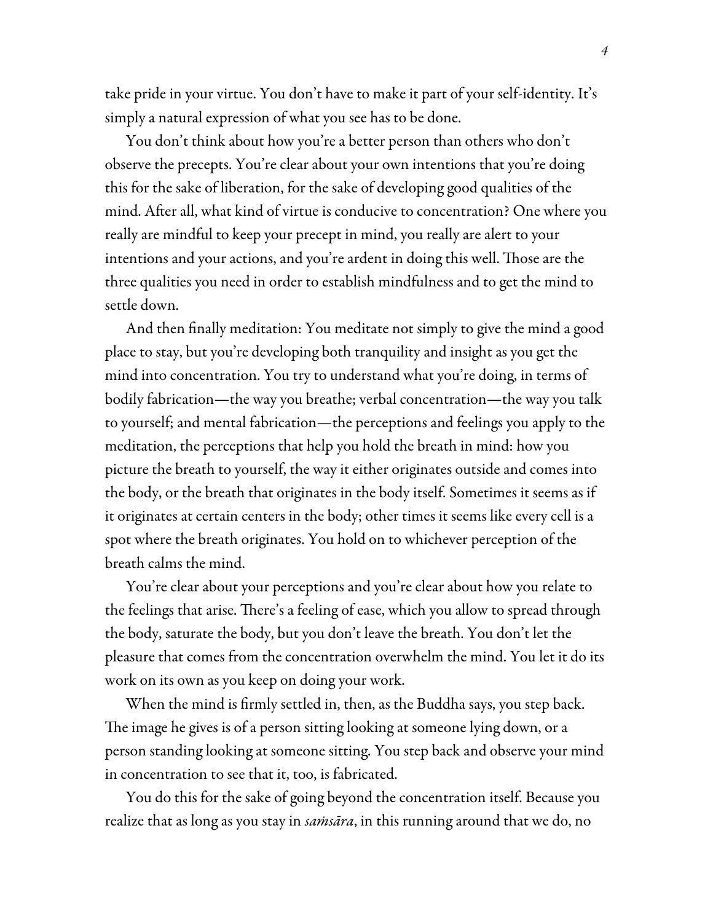take pride in your virtue. You don't have to make it part of your self-identity. It's simply a natural expression of what you see has to be done.

You don't think about how you're a better person than others who don't observe the precepts. You're clear about your own intentions that you're doing this for the sake of liberation, for the sake of developing good qualities of the mind. After all, what kind of virtue is conducive to concentration? One where you really are mindful to keep your precept in mind, you really are alert to your intentions and your actions, and you're ardent in doing this well. Those are the three qualities you need in order to establish mindfulness and to get the mind to settle down.

And then finally meditation: You meditate not simply to give the mind a good place to stay, but you're developing both tranquility and insight as you get the mind into concentration. You try to understand what you're doing, in terms of bodily fabrication—the way you breathe; verbal concentration—the way you talk to yourself; and mental fabrication—the perceptions and feelings you apply to the meditation, the perceptions that help you hold the breath in mind: how you picture the breath to yourself, the way it either originates outside and comes into the body, or the breath that originates in the body itself. Sometimes it seems as if it originates at certain centers in the body; other times it seems like every cell is a spot where the breath originates. You hold on to whichever perception of the breath calms the mind.

You're clear about your perceptions and you're clear about how you relate to the feelings that arise. There's a feeling of ease, which you allow to spread through the body, saturate the body, but you don't leave the breath. You don't let the pleasure that comes from the concentration overwhelm the mind. You let it do its work on its own as you keep on doing your work.

When the mind is firmly settled in, then, as the Buddha says, you step back. The image he gives is of a person sitting looking at someone lying down, or a person standing looking at someone sitting. You step back and observe your mind in concentration to see that it, too, is fabricated.

You do this for the sake of going beyond the concentration itself. Because you realize that as long as you stay in *saṁsāra*, in this running around that we do, no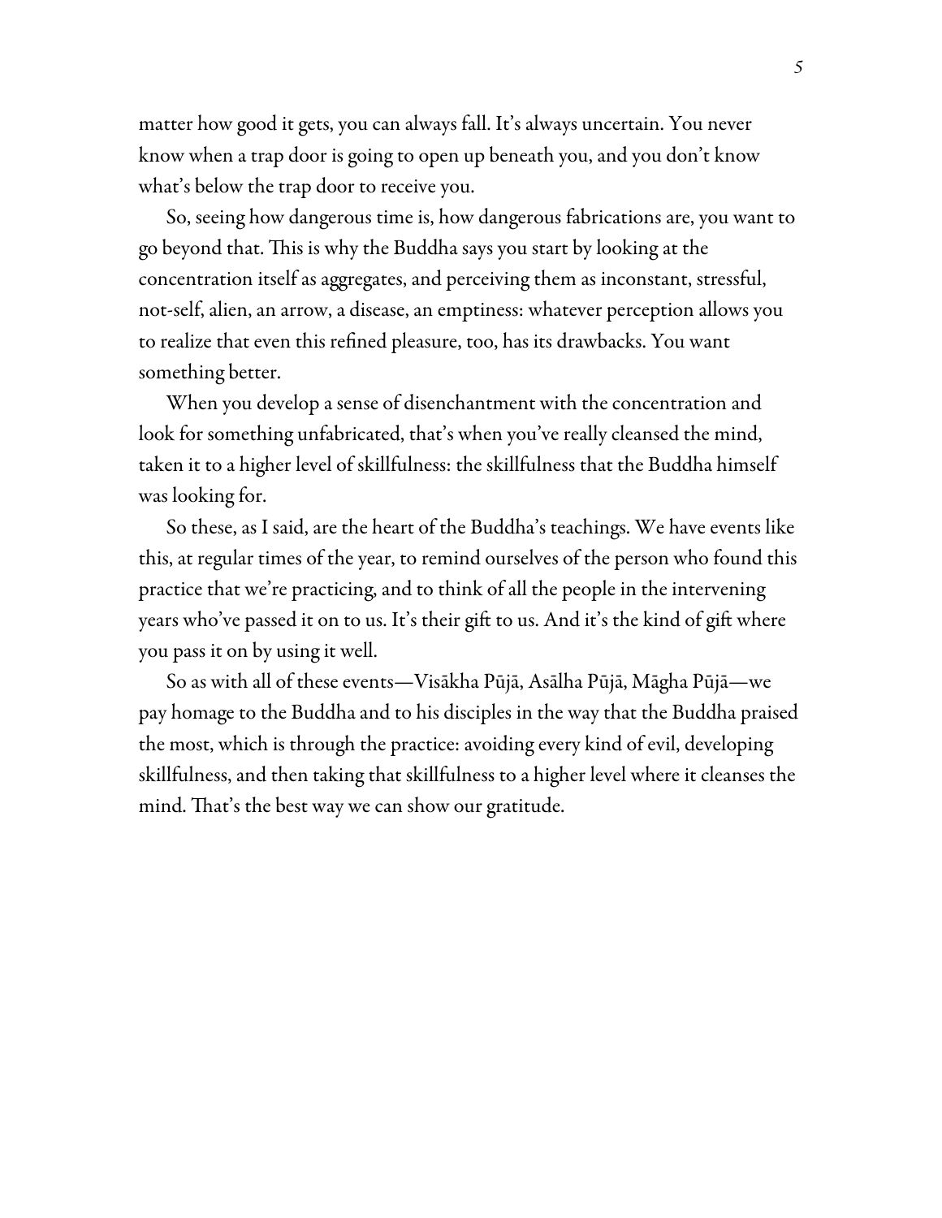matter how good it gets, you can always fall. It's always uncertain. You never know when a trap door is going to open up beneath you, and you don't know what's below the trap door to receive you.

So, seeing how dangerous time is, how dangerous fabrications are, you want to go beyond that. This is why the Buddha says you start by looking at the concentration itself as aggregates, and perceiving them as inconstant, stressful, not-self, alien, an arrow, a disease, an emptiness: whatever perception allows you to realize that even this refined pleasure, too, has its drawbacks. You want something better.

When you develop a sense of disenchantment with the concentration and look for something unfabricated, that's when you've really cleansed the mind, taken it to a higher level of skillfulness: the skillfulness that the Buddha himself was looking for.

So these, as I said, are the heart of the Buddha's teachings. We have events like this, at regular times of the year, to remind ourselves of the person who found this practice that we're practicing, and to think of all the people in the intervening years who've passed it on to us. It's their gift to us. And it's the kind of gift where you pass it on by using it well.

So as with all of these events—Visākha Pūjā, Asālha Pūjā, Māgha Pūjā—we pay homage to the Buddha and to his disciples in the way that the Buddha praised the most, which is through the practice: avoiding every kind of evil, developing skillfulness, and then taking that skillfulness to a higher level where it cleanses the mind. That's the best way we can show our gratitude.